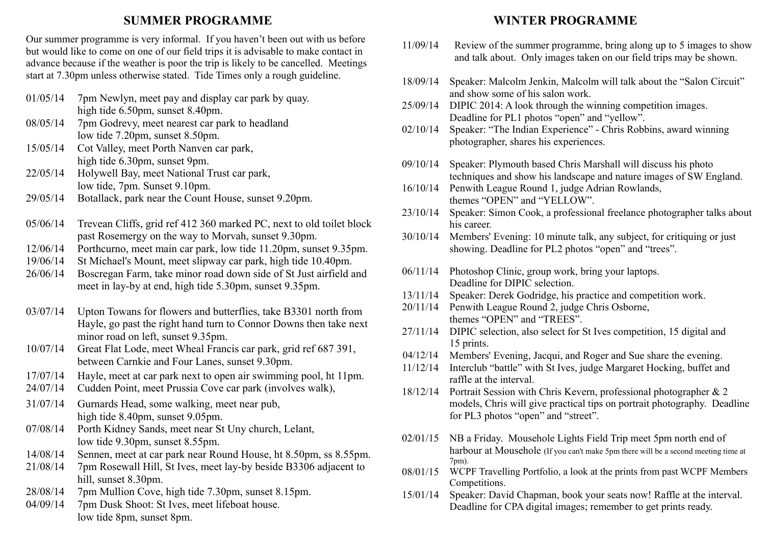## SUMMER PROGRAMME

Our summer programme is very informal. If you haven't been out with us before but would like to come on one of our field trips it is advisable to make contact in advance because if the weather is poor the trip is likely to be cancelled. Meetings start at 7.30pm unless otherwise stated. Tide Times only a rough guideline.

- 01/05/14 7pm Newlyn, meet pay and display car park by quay. high tide 6.50pm, sunset 8.40pm.
- 08/05/14 7pm Godrevy, meet nearest car park to headland low tide 7.20pm, sunset 8.50pm.
- 15/05/14 Cot Valley, meet Porth Nanven car park, high tide 6.30pm, sunset 9pm.
- 22/05/14 Holywell Bay, meet National Trust car park, low tide, 7pm. Sunset 9.10pm.
- 29/05/14 Botallack, park near the Count House, sunset 9.20pm.

- 05/06/14 Trevean Cliffs, grid ref 412 360 marked PC, next to old toilet block past Rosemergy on the way to Morvah, sunset 9.30pm.
- 12/06/14 Porthcurno, meet main car park, low tide 11.20pm, sunset 9.35pm.
- 19/06/14 St Michael's Mount, meet slipway car park, high tide 10.40pm.
- 26/06/14 Boscregan Farm, take minor road down side of St Just airfield and meet in lay-by at end, high tide 5.30pm, sunset 9.35pm.

- 03/07/14 Upton Towans for flowers and butterflies, take B3301 north from Hayle, go past the right hand turn to Connor Downs then take next minor road on left, sunset 9.35pm.
- 10/07/14 Great Flat Lode, meet Wheal Francis car park, grid ref 687 391, between Carnkie and Four Lanes, sunset 9.30pm.
- 17/07/14 Hayle, meet at car park next to open air swimming pool, ht 11pm.
- 24/07/14 Cudden Point, meet Prussia Cove car park (involves walk),
- 31/07/14 Gurnards Head, some walking, meet near pub, high tide 8.40pm, sunset 9.05pm.
- 07/08/14 Porth Kidney Sands, meet near St Uny church, Lelant, low tide 9.30pm, sunset 8.55pm.
- 14/08/14 Sennen, meet at car park near Round House, ht 8.50pm, ss 8.55pm.
- 21/08/14 7pm Rosewall Hill, St Ives, meet lay-by beside B3306 adjacent to hill, sunset 8.30pm.
- 28/08/14 7pm Mullion Cove, high tide 7.30pm, sunset 8.15pm.
- 04/09/14 7pm Dusk Shoot: St Ives, meet lifeboat house. low tide 8pm, sunset 8pm.

## WINTER PROGRAMME

- 11/09/14 Review of the summer programme, bring along up to 5 images to show and talk about. Only images taken on our field trips may be shown.

- 18/09/14 Speaker: Malcolm Jenkin, Malcolm will talk about the "Salon Circuit" and show some of his salon work.
- 25/09/14 DIPIC 2014: A look through the winning competition images. Deadline for PL1 photos "open" and "yellow".
- 02/10/14 Speaker: "The Indian Experience" - Chris Robbins, award winning photographer, shares his experiences.

- 09/10/14 Speaker: Plymouth based Chris Marshall will discuss his photo techniques and show his landscape and nature images of SW England.
- 16/10/14 Penwith League Round 1, judge Adrian Rowlands, themes "OPEN" and "YELLOW".
- 23/10/14 Speaker: Simon Cook, a professional freelance photographer talks about his career.
- 30/10/14 Members' Evening: 10 minute talk, any subject, for critiquing or just showing. Deadline for PL2 photos "open" and "trees".

- 06/11/14 Photoshop Clinic, group work, bring your laptops. Deadline for DIPIC selection.
- 13/11/14 Speaker: Derek Godridge, his practice and competition work.
- 20/11/14 Penwith League Round 2, judge Chris Osborne, themes "OPEN" and "TREES".
- 27/11/14 DIPIC selection, also select for St Ives competition, 15 digital and 15 prints.
- 04/12/14 Members' Evening, Jacqui, and Roger and Sue share the evening.
- 11/12/14 Interclub "battle" with St Ives, judge Margaret Hocking, buffet and raffle at the interval.
- 18/12/14 Portrait Session with Chris Kevern, professional photographer & 2 models, Chris will give practical tips on portrait photography. Deadline for PL3 photos "open" and "street".

- 02/01/15 NB a Friday. Mousehole Lights Field Trip meet 5pm north end of harbour at Mousehole (If you can't make 5pm there will be a second meeting time at 7pm).
- 08/01/15 WCPF Travelling Portfolio, a look at the prints from past WCPF Members Competitions.
- 15/01/14 Speaker: David Chapman, book your seats now! Raffle at the interval. Deadline for CPA digital images; remember to get prints ready.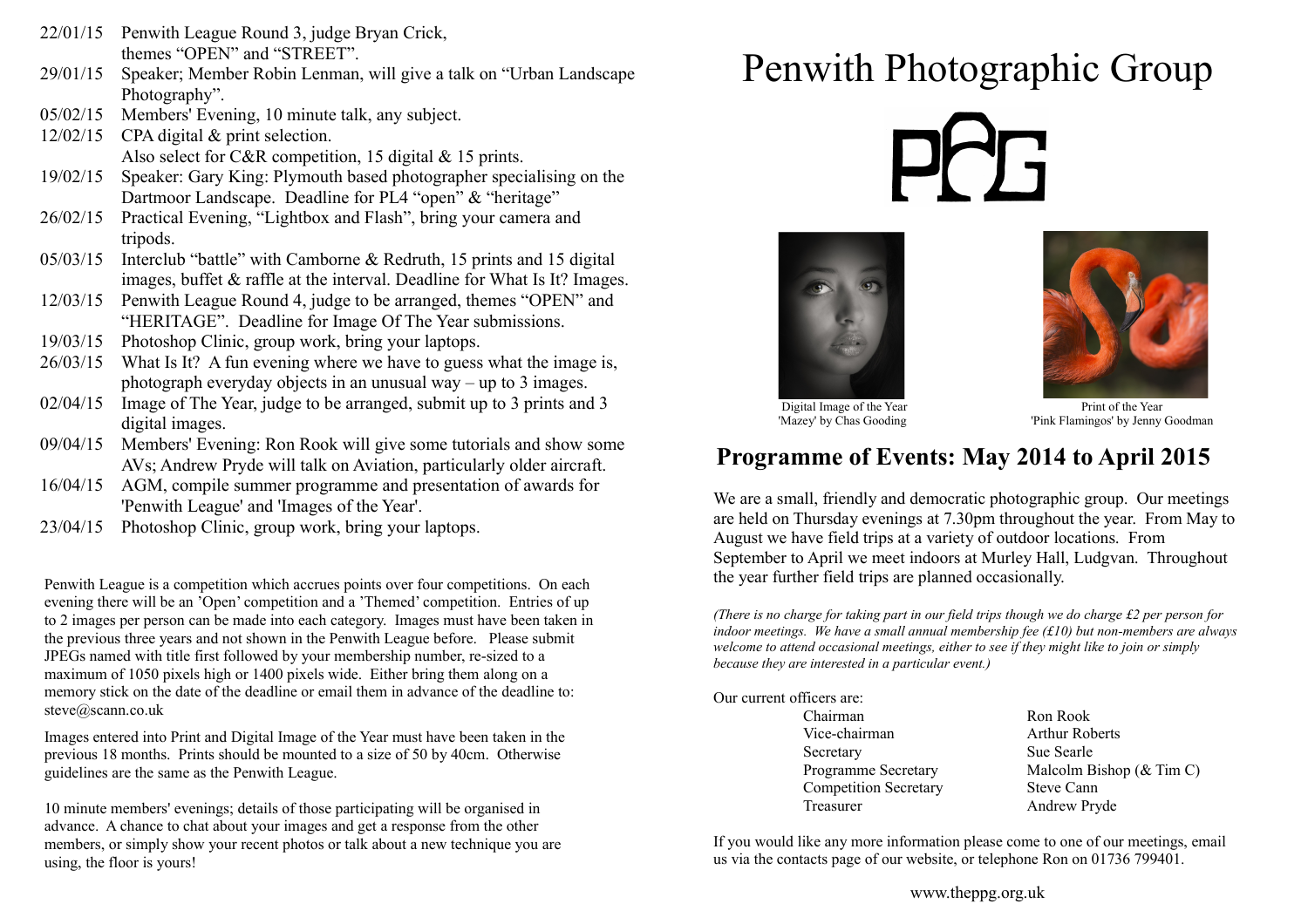22/01/15 Penwith League Round 3, judge Bryan Crick, themes "OPEN" and "STREET".
29/01/15 Speaker; Member Robin Lenman, will give a talk on "Urban Landscape Photography".
05/02/15 Members' Evening, 10 minute talk, any subject.
12/02/15 CPA digital & print selection. Also select for C&R competition, 15 digital & 15 prints.
19/02/15 Speaker: Gary King: Plymouth based photographer specialising on the Dartmoor Landscape. Deadline for PL4 "open" & "heritage"
26/02/15 Practical Evening, "Lightbox and Flash", bring your camera and tripods.
05/03/15 Interclub "battle" with Camborne & Redruth, 15 prints and 15 digital images, buffet & raffle at the interval. Deadline for What Is It? Images.
12/03/15 Penwith League Round 4, judge to be arranged, themes "OPEN" and "HERITAGE". Deadline for Image Of The Year submissions.
19/03/15 Photoshop Clinic, group work, bring your laptops.
26/03/15 What Is It? A fun evening where we have to guess what the image is, photograph everyday objects in an unusual way – up to 3 images.
02/04/15 Image of The Year, judge to be arranged, submit up to 3 prints and 3 digital images.
09/04/15 Members' Evening: Ron Rook will give some tutorials and show some AVs; Andrew Pryde will talk on Aviation, particularly older aircraft.
16/04/15 AGM, compile summer programme and presentation of awards for 'Penwith League' and 'Images of the Year'.
23/04/15 Photoshop Clinic, group work, bring your laptops.

Penwith League is a competition which accrues points over four competitions. On each evening there will be an 'Open' competition and a 'Themed' competition. Entries of up to 2 images per person can be made into each category. Images must have been taken in the previous three years and not shown in the Penwith League before. Please submit JPEGs named with title first followed by your membership number, re-sized to a maximum of 1050 pixels high or 1400 pixels wide. Either bring them along on a memory stick on the date of the deadline or email them in advance of the deadline to: steve@scann.co.uk

Images entered into Print and Digital Image of the Year must have been taken in the previous 18 months. Prints should be mounted to a size of 50 by 40cm. Otherwise guidelines are the same as the Penwith League.

10 minute members' evenings; details of those participating will be organised in advance. A chance to chat about your images and get a response from the other members, or simply show your recent photos or talk about a new technique you are using, the floor is yours!

# Penwith Photographic Group

PPG

Digital Image of the Year
'Mazey' by Chas Gooding

Print of the Year
'Pink Flamingos' by Jenny Goodman

## Programme of Events: May 2014 to April 2015

We are a small, friendly and democratic photographic group. Our meetings are held on Thursday evenings at 7.30pm throughout the year. From May to August we have field trips at a variety of outdoor locations. From September to April we meet indoors at Murley Hall, Ludgvan. Throughout the year further field trips are planned occasionally.

*(There is no charge for taking part in our field trips though we do charge £2 per person for indoor meetings. We have a small annual membership fee (£10) but non-members are always welcome to attend occasional meetings, either to see if they might like to join or simply because they are interested in a particular event.)*

Our current officers are:

| | |
|---|---|
| Chairman | Ron Rook |
| Vice-chairman | Arthur Roberts |
| Secretary | Sue Searle |
| Programme Secretary | Malcolm Bishop (& Tim C) |
| Competition Secretary | Steve Cann |
| Treasurer | Andrew Pryde |

If you would like any more information please come to one of our meetings, email us via the contacts page of our website, or telephone Ron on 01736 799401.

www.theppg.org.uk